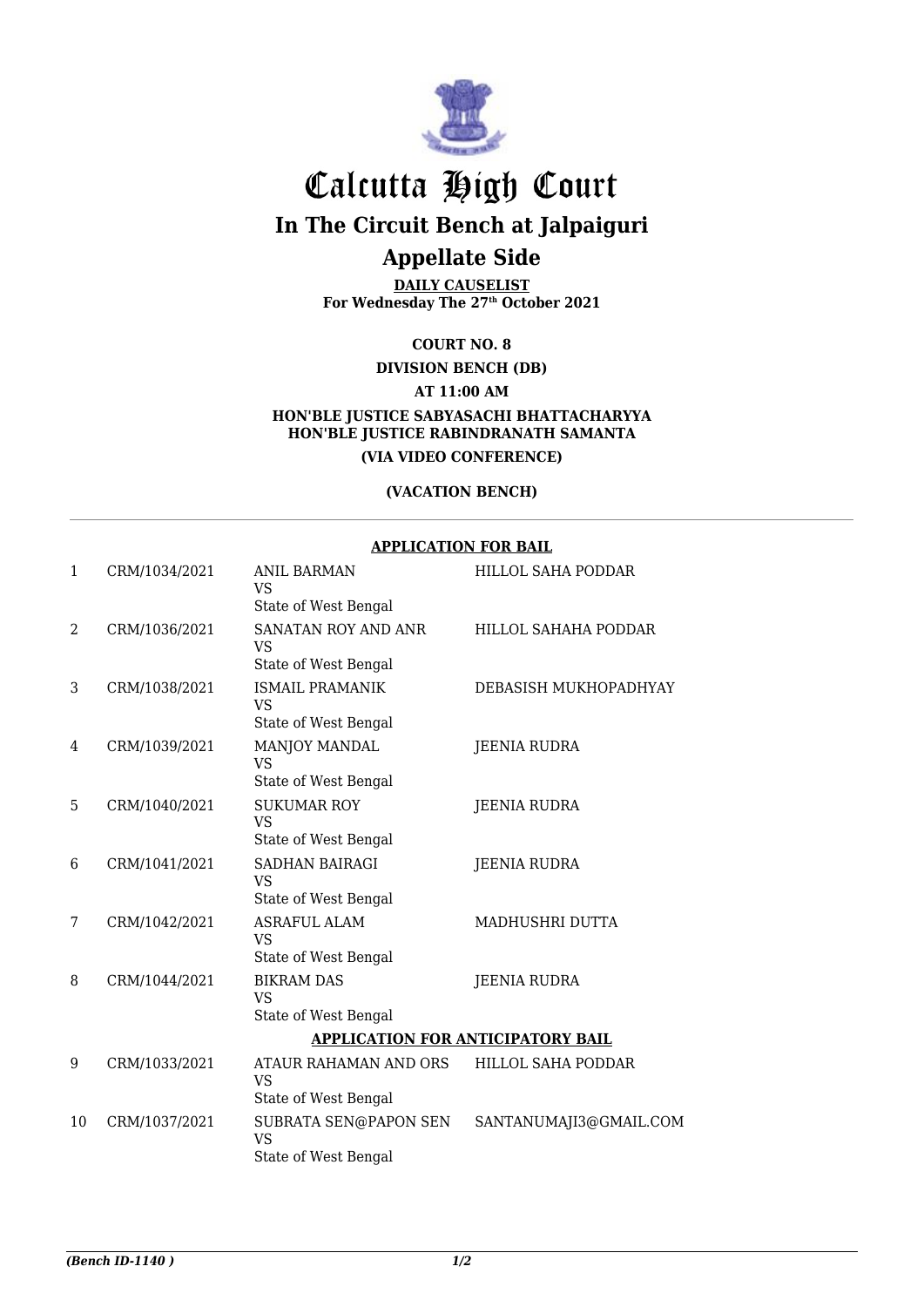# Calcutta High Court

## In The Circuit Bench at Jalpaiguri

## Appellate Side

**DAILY CAUSELIST**
**For Wednesday The 27th October 2021**

**COURT NO. 8**

**DIVISION BENCH (DB)**

**AT 11:00 AM**

**HON'BLE JUSTICE SABYASACHI BHATTACHARYYA**
**HON'BLE JUSTICE RABINDRANATH SAMANTA**

**(VIA VIDEO CONFERENCE)**

**(VACATION BENCH)**

**APPLICATION FOR BAIL**

| | | | |
|---|---|---|---|
| 1 | CRM/1034/2021 | ANIL BARMAN VS State of West Bengal | HILLOL SAHA PODDAR |
| 2 | CRM/1036/2021 | SANATAN ROY AND ANR VS State of West Bengal | HILLOL SAHAHA PODDAR |
| 3 | CRM/1038/2021 | ISMAIL PRAMANIK VS State of West Bengal | DEBASISH MUKHOPADHYAY |
| 4 | CRM/1039/2021 | MANJOY MANDAL VS State of West Bengal | JEENIA RUDRA |
| 5 | CRM/1040/2021 | SUKUMAR ROY VS State of West Bengal | JEENIA RUDRA |
| 6 | CRM/1041/2021 | SADHAN BAIRAGI VS State of West Bengal | JEENIA RUDRA |
| 7 | CRM/1042/2021 | ASRAFUL ALAM VS State of West Bengal | MADHUSHRI DUTTA |
| 8 | CRM/1044/2021 | BIKRAM DAS VS State of West Bengal | JEENIA RUDRA |

**APPLICATION FOR ANTICIPATORY BAIL**

| | | | |
|---|---|---|---|
| 9 | CRM/1033/2021 | ATAUR RAHAMAN AND ORS VS State of West Bengal | HILLOL SAHA PODDAR |
| 10 | CRM/1037/2021 | SUBRATA SEN@PAPON SEN VS State of West Bengal | SANTANUMAJI3@GMAIL.COM |

*(Bench ID-1140 )*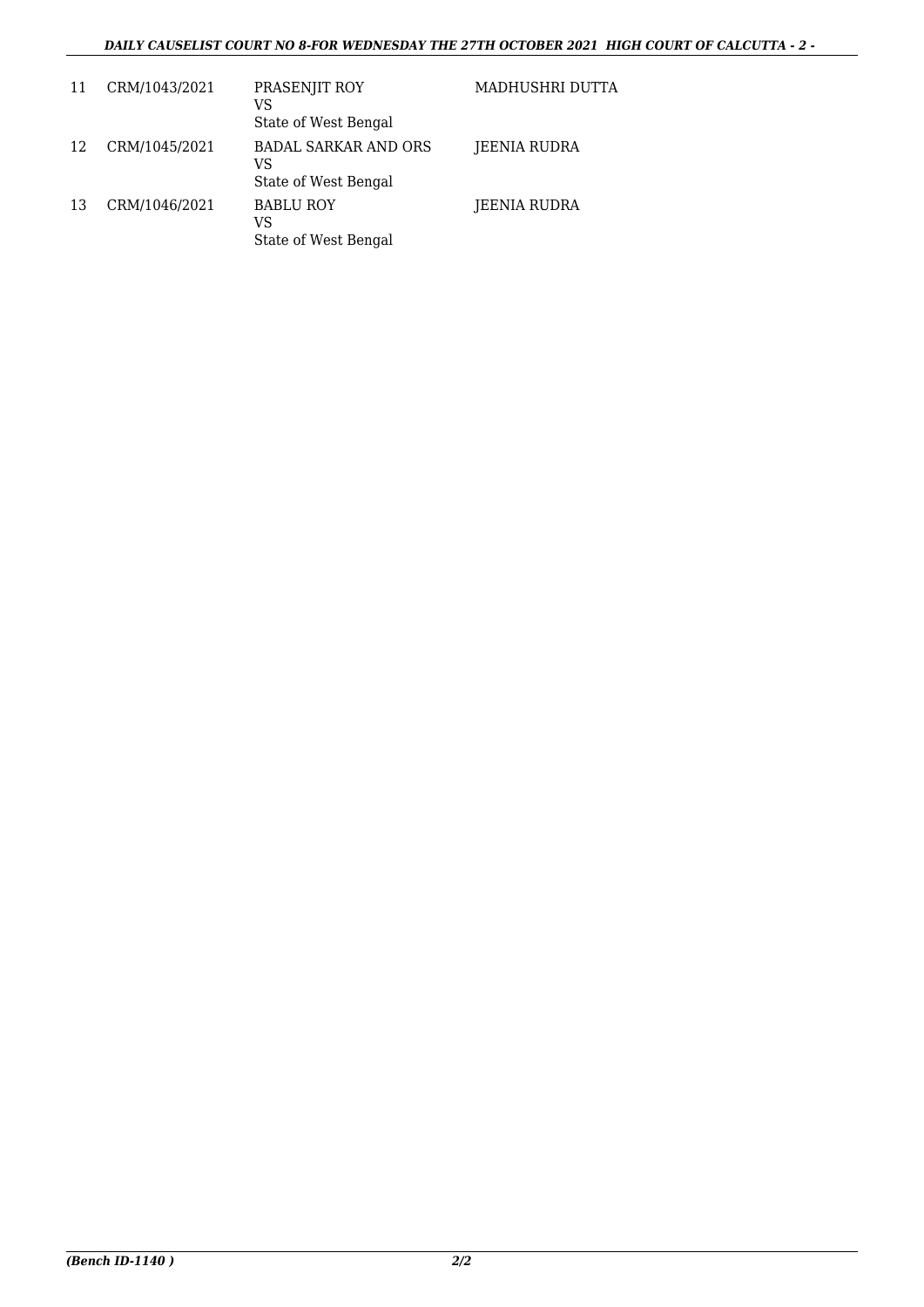| | | | |
|---|---|---|---|
| 11 | CRM/1043/2021 | PRASENJIT ROY<br>VS<br>State of West Bengal | MADHUSHRI DUTTA |
| 12 | CRM/1045/2021 | BADAL SARKAR AND ORS<br>VS<br>State of West Bengal | JEENIA RUDRA |
| 13 | CRM/1046/2021 | BABLU ROY<br>VS<br>State of West Bengal | JEENIA RUDRA |